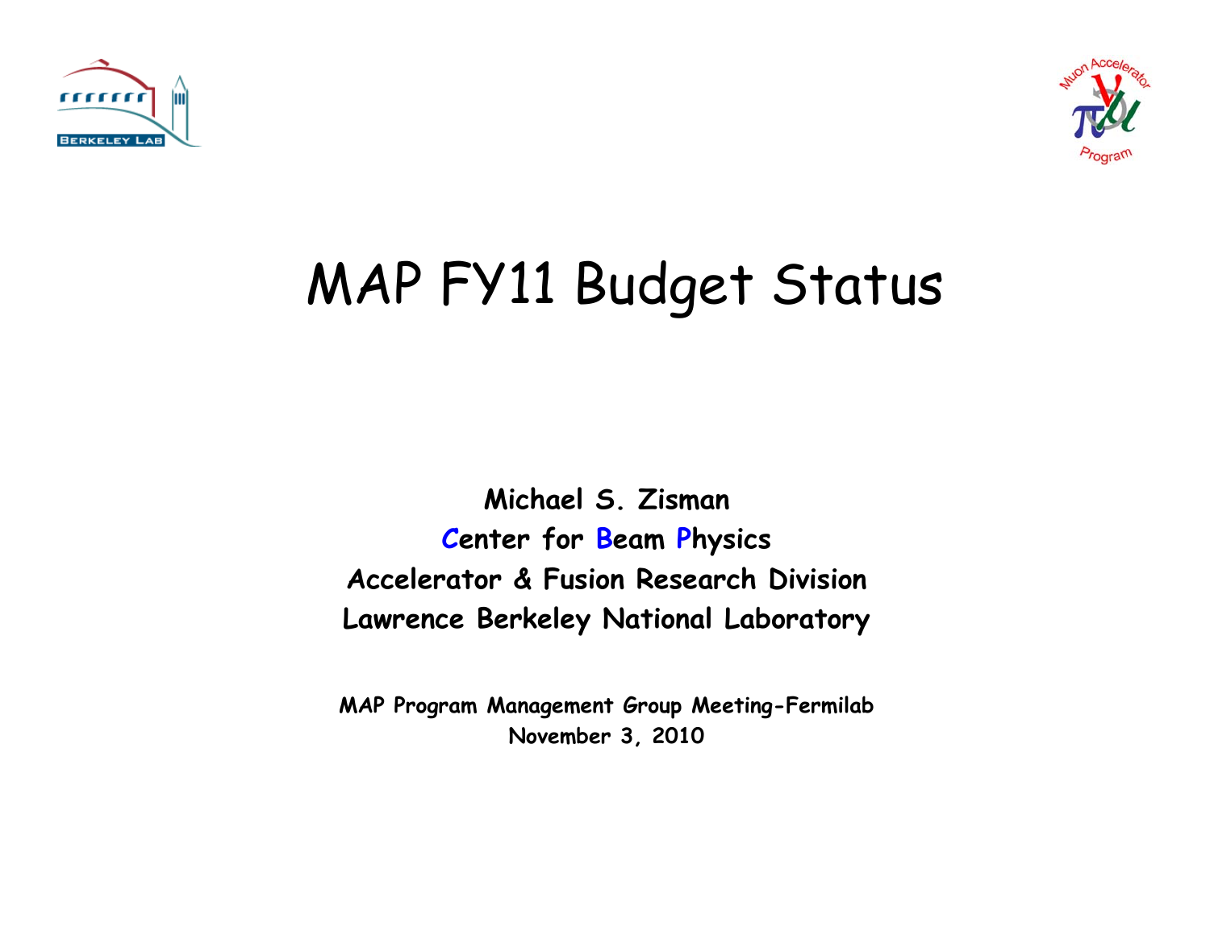# MAP FY11 Budget Status

**Michael S. Zisman**

**Center for Beam Physics**

**Accelerator & Fusion Research Division**

**Lawrence Berkeley National Laboratory**

**MAP Program Management Group Meeting-Fermilab**

**November 3, 2010**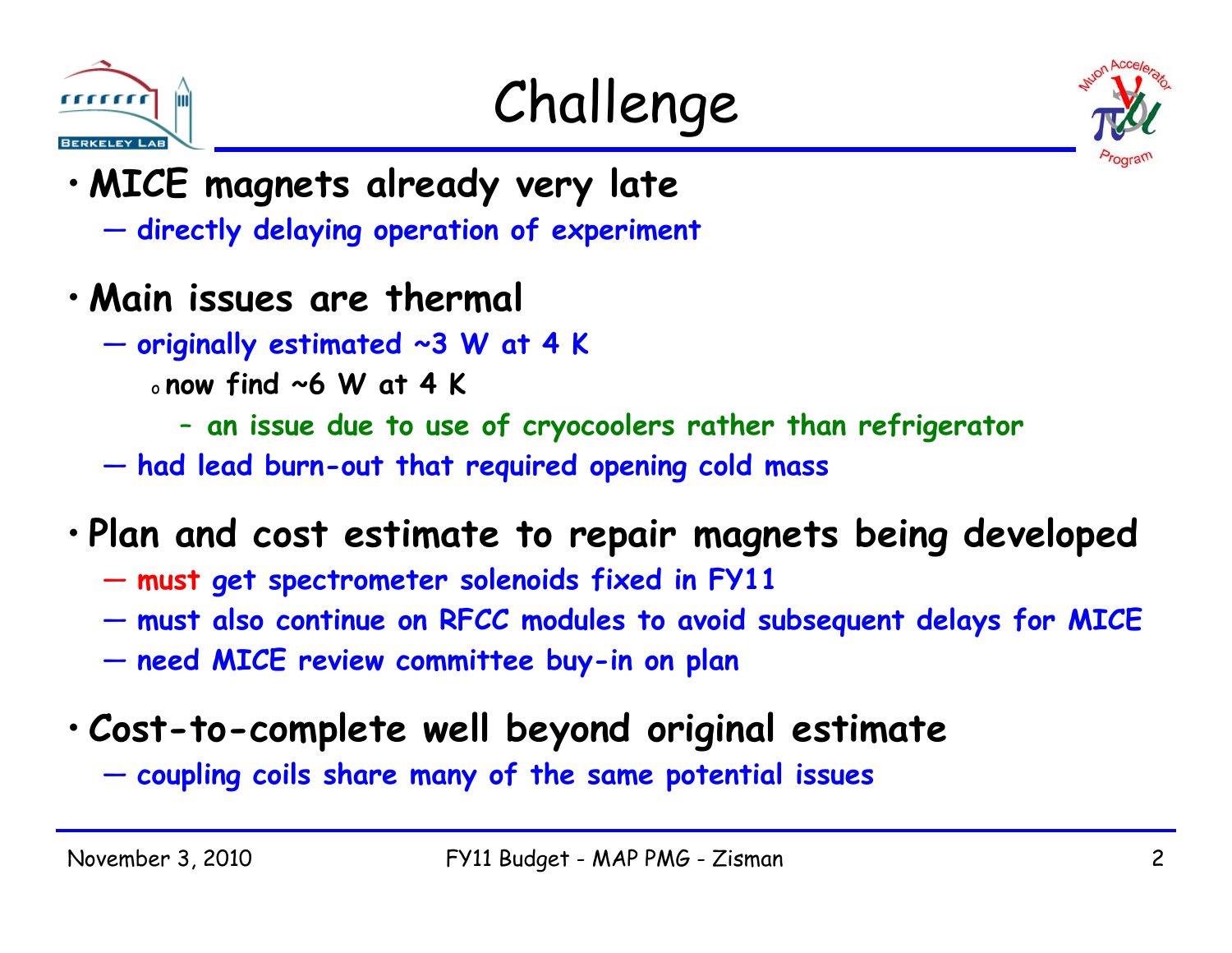# Challenge

- **MICE magnets already very late**
  - directly delaying operation of experiment
- **Main issues are thermal**
  - originally estimated ~3 W at 4 K
    - now find ~6 W at 4 K
      - an issue due to use of cryocoolers rather than refrigerator
  - had lead burn-out that required opening cold mass
- **Plan and cost estimate to repair magnets being developed**
  - must get spectrometer solenoids fixed in FY11
  - must also continue on RFCC modules to avoid subsequent delays for MICE
  - need MICE review committee buy-in on plan
- **Cost-to-complete well beyond original estimate**
  - coupling coils share many of the same potential issues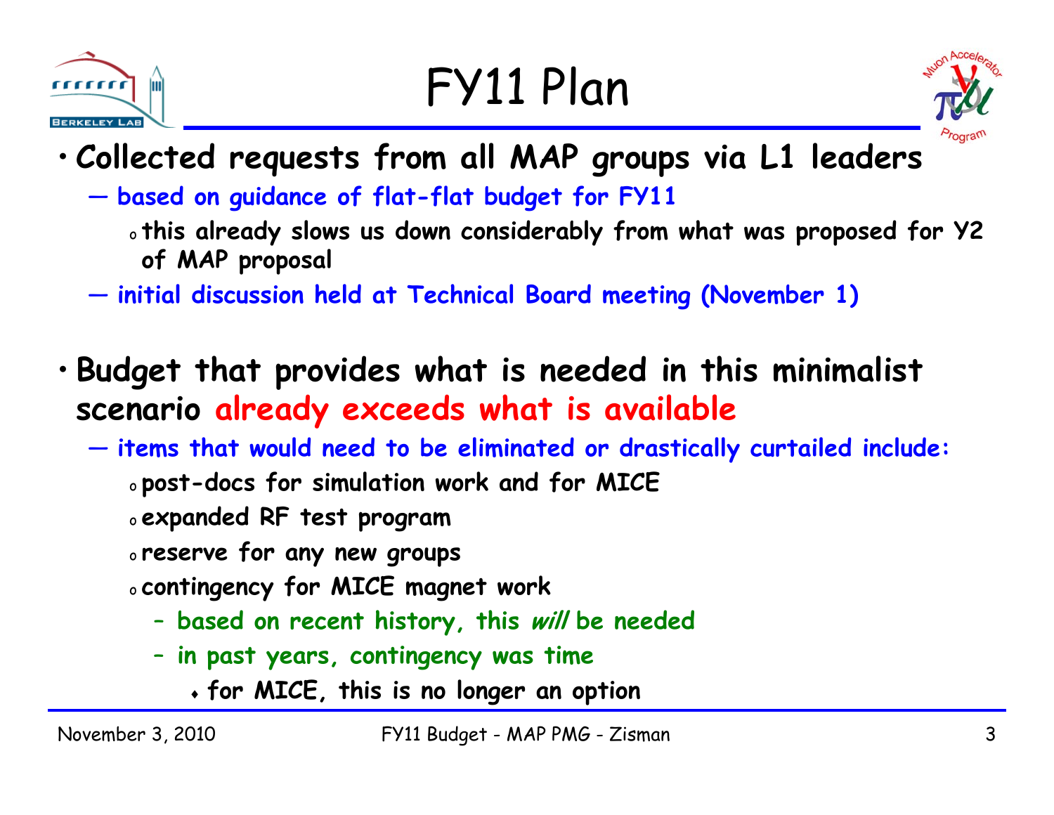# FY11 Plan

- **Collected requests from all MAP groups via L1 leaders**
  - **based on guidance of flat-flat budget for FY11**
    - **this already slows us down considerably from what was proposed for Y2 of MAP proposal**
  - **initial discussion held at Technical Board meeting (November 1)**

- **Budget that provides what is needed in this minimalist scenario already exceeds what is available**
  - **items that would need to be eliminated or drastically curtailed include:**
    - **post-docs for simulation work and for MICE**
    - **expanded RF test program**
    - **reserve for any new groups**
    - **contingency for MICE magnet work**
      - **based on recent history, this *will* be needed**
      - **in past years, contingency was time**
        - **for MICE, this is no longer an option**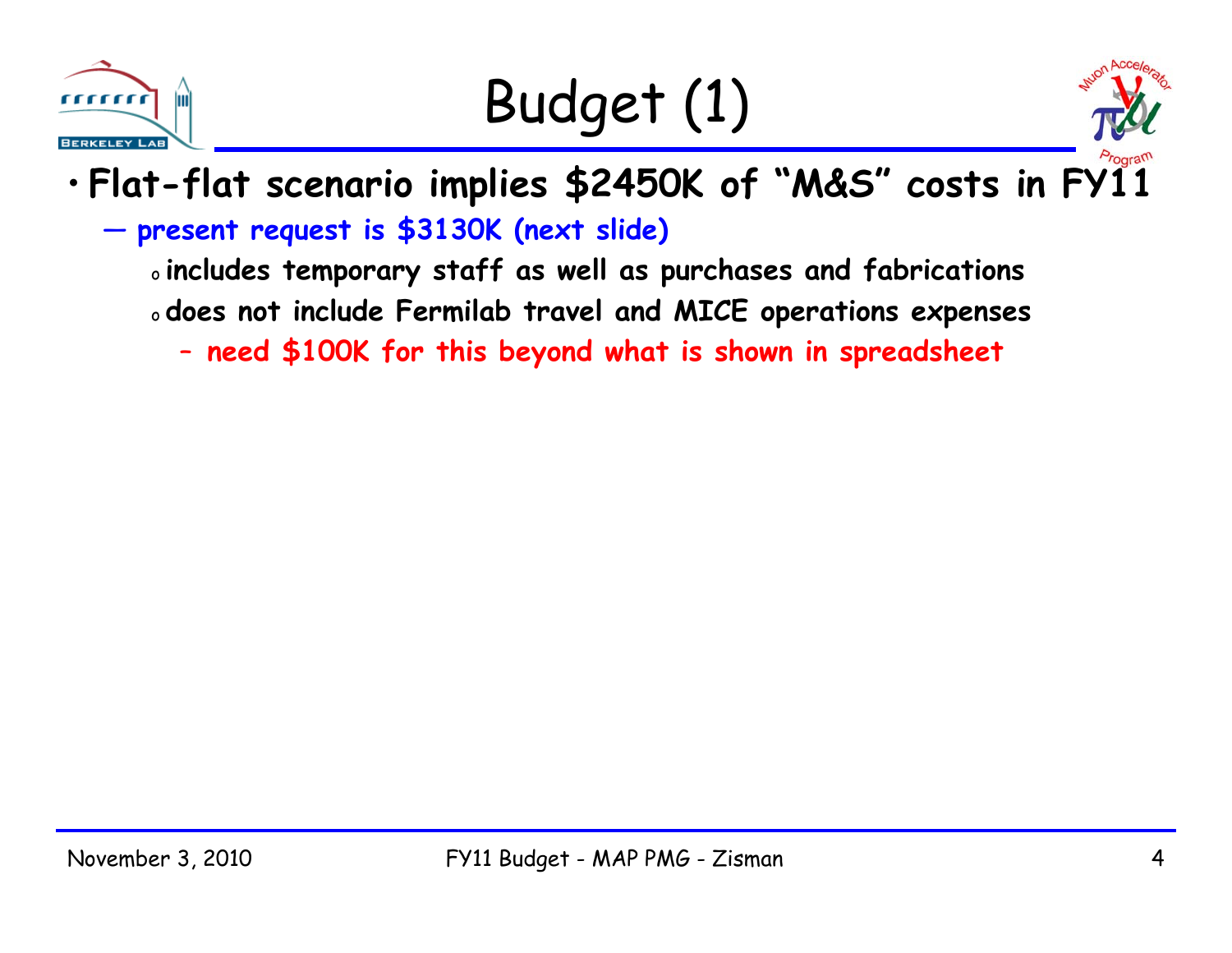# Budget (1)

- **Flat-flat scenario implies $2450K of "M&S" costs in FY11**
  - **present request is $3130K (next slide)**
    - **includes temporary staff as well as purchases and fabrications**
    - **does not include Fermilab travel and MICE operations expenses**
      - **need $100K for this beyond what is shown in spreadsheet**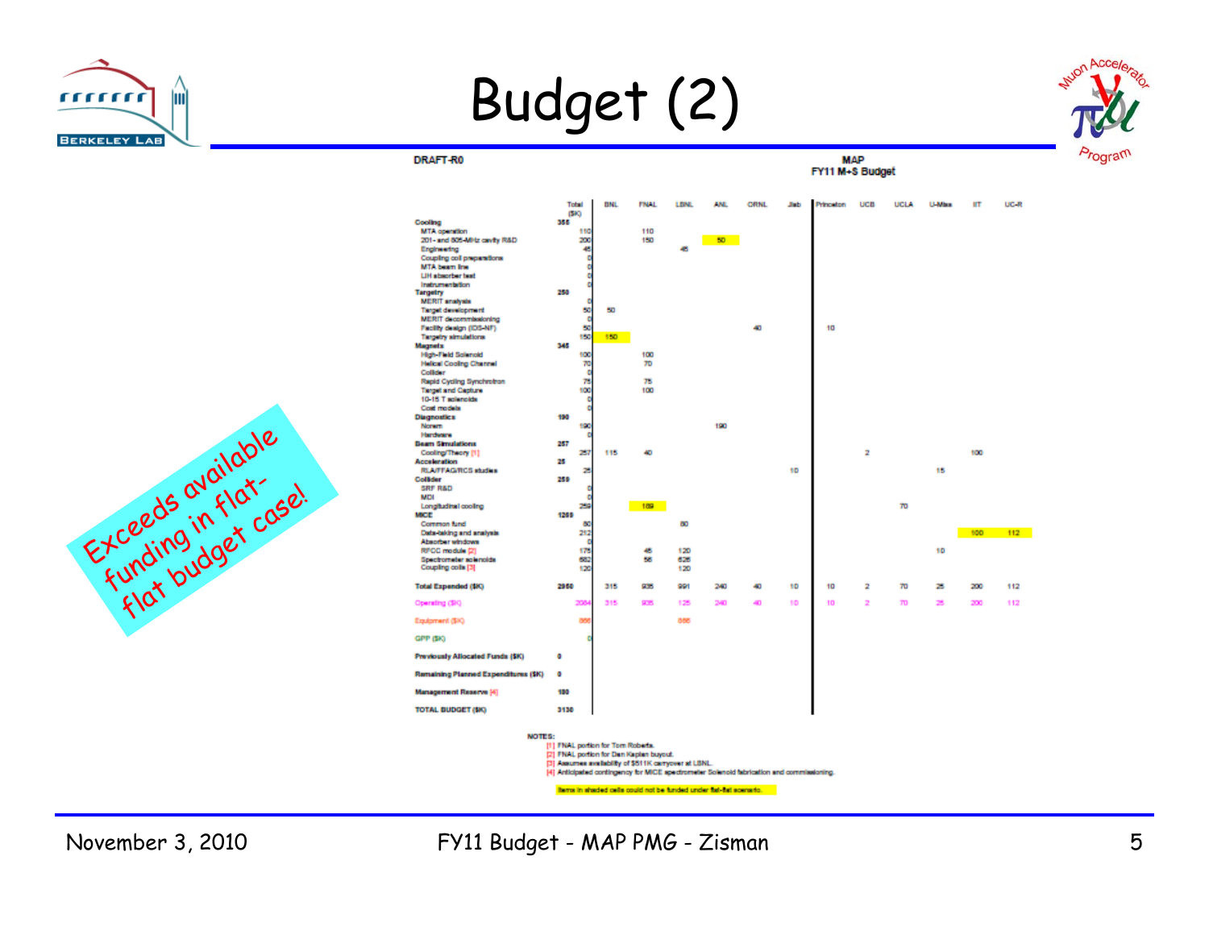# Budget (2)

**DRAFT-R0**

**MAP**
**FY11 M+S Budget**

| | Total ($K) | BNL | FNAL | LBNL | ANL | ORNL | Jlab | Princeton | UCB | UCLA | U-Miss | IIT | UC-R |
|---|---|---|---|---|---|---|---|---|---|---|---|---|---|
| **Cooling** | **355** | | | | | | | | | | | | |
| MTA operation | 110 | | 110 | | | | | | | | | | |
| 201- and 805-MHz cavity R&D | 200 | | 150 | | 50 | | | | | | | | |
| Engineering | 45 | | | 45 | | | | | | | | | |
| Coupling coil preparations | 0 | | | | | | | | | | | | |
| MTA beam line | 0 | | | | | | | | | | | | |
| LiH absorber test | 0 | | | | | | | | | | | | |
| Instrumentation | 0 | | | | | | | | | | | | |
| **Targetry** | **250** | | | | | | | | | | | | |
| MERIT analysis | 0 | | | | | | | | | | | | |
| Target development | 50 | 50 | | | | | | | | | | | |
| MERIT decommissioning | 0 | | | | | | | | | | | | |
| Facility design (IDS-NF) | 50 | | | | | 40 | | 10 | | | | | |
| Targetry simulations | 150 | 150 | | | | | | | | | | | |
| **Magnets** | **345** | | | | | | | | | | | | |
| High-Field Solenoid | 100 | | 100 | | | | | | | | | | |
| Helical Cooling Channel | 70 | | 70 | | | | | | | | | | |
| Collider | 0 | | | | | | | | | | | | |
| Rapid Cycling Synchrotron | 75 | | 75 | | | | | | | | | | |
| Target and Capture | 100 | | 100 | | | | | | | | | | |
| 10-15 T solenoids | 0 | | | | | | | | | | | | |
| Cost models | 0 | | | | | | | | | | | | |
| **Diagnostics** | **190** | | | | | | | | | | | | |
| Norem | 190 | | | | 190 | | | | | | | | |
| Hardware | 0 | | | | | | | | | | | | |
| **Beam Simulations** | **257** | | | | | | | | | | | | |
| Cooling/Theory [1] | 257 | 115 | 40 | | | | | | 2 | | | 100 | |
| **Acceleration** | **25** | | | | | | | | | | | | |
| RLA/FFAG/RCS studies | 25 | | | | | | 10 | | | | 15 | | |
| **Collider** | **259** | | | | | | | | | | | | |
| SRF R&D | 0 | | | | | | | | | | | | |
| MDI | 0 | | | | | | | | | | | | |
| Longitudinal cooling | 259 | | 189 | | | | | | | 70 | | | |
| **MICE** | **1269** | | | | | | | | | | | | |
| Common fund | 80 | | | 80 | | | | | | | | | |
| Data-taking and analysis | 212 | | | | | | | | | | | 100 | 112 |
| Absorber windows | 0 | | | | | | | | | | | | |
| RFCC module [2] | 175 | | 45 | 120 | | | | | | | 10 | | |
| Spectrometer solenoids | 682 | | 56 | 626 | | | | | | | | | |
| Coupling coils [3] | 120 | | | 120 | | | | | | | | | |
| **Total Expended ($K)** | **2950** | 315 | 935 | 991 | 240 | 40 | 10 | 10 | 2 | 70 | 25 | 200 | 112 |
| Operating ($K) | 2084 | 315 | 935 | 125 | 240 | 40 | 10 | 10 | 2 | 70 | 25 | 200 | 112 |
| Equipment ($K) | 866 | | | 866 | | | | | | | | | |
| GPP ($K) | 0 | | | | | | | | | | | | |
| **Previously Allocated Funds ($K)** | **0** | | | | | | | | | | | | |
| **Remaining Planned Expenditures ($K)** | **0** | | | | | | | | | | | | |
| **Management Reserve [4]** | **180** | | | | | | | | | | | | |
| **TOTAL BUDGET ($K)** | **3130** | | | | | | | | | | | | |

**NOTES:**
[1] FNAL portion for Tom Roberts.
[2] FNAL portion for Dan Kaplan buyout.
[3] Assumes availability of $511K carryover at LBNL.
[4] Anticipated contingency for MICE spectrometer Solenoid fabrication and commissioning.

Items in shaded cells could not be funded under flat-flat scenario.

Exceeds available funding in flat-flat budget case!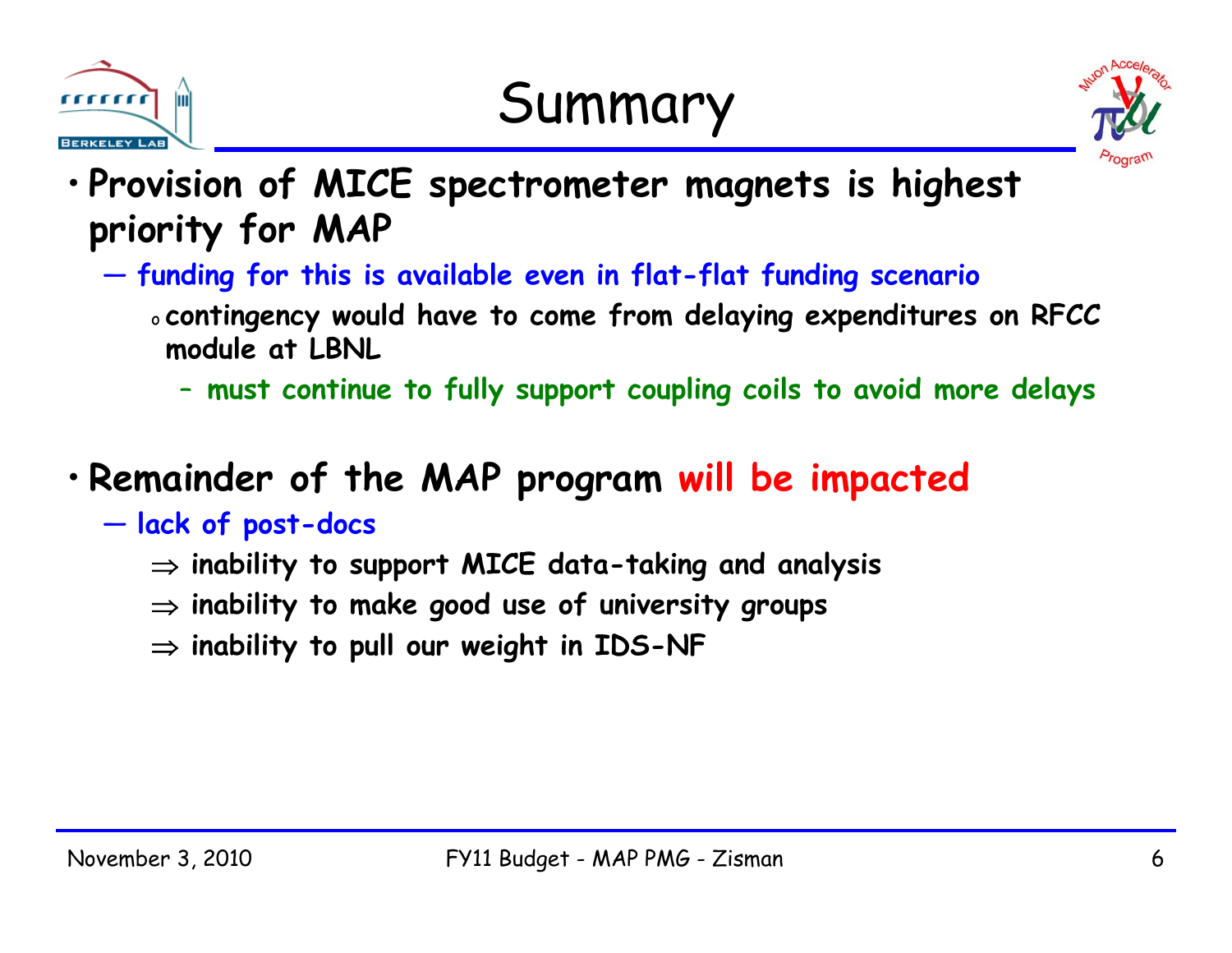# Summary

- **Provision of MICE spectrometer magnets is highest priority for MAP**
  - **funding for this is available even in flat-flat funding scenario**
    - **contingency would have to come from delaying expenditures on RFCC module at LBNL**
      - **must continue to fully support coupling coils to avoid more delays**

- **Remainder of the MAP program will be impacted**
  - **lack of post-docs**
    - $\Rightarrow$ **inability to support MICE data-taking and analysis**
    - $\Rightarrow$ **inability to make good use of university groups**
    - $\Rightarrow$ **inability to pull our weight in IDS-NF**